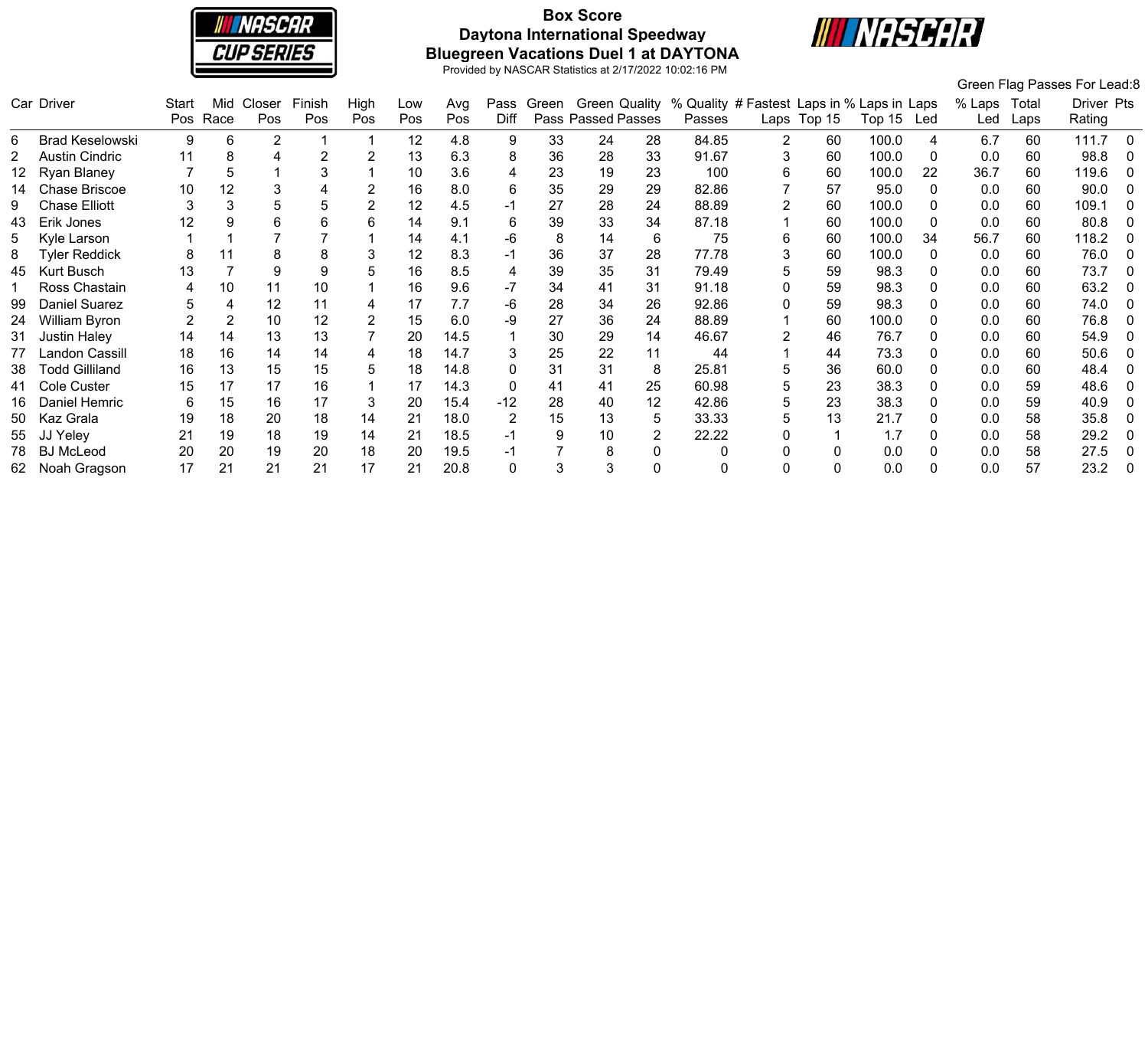# Box Score

## Daytona International Speedway

## Bluegreen Vacations Duel 1 at DAYTONA

Provided by NASCAR Statistics at 2/17/2022 10:02:16 PM

Green Flag Passes For Lead:8

| Car | Driver | Start Pos | Mid Race | Closer Pos | Finish Pos | High Pos | Low Pos | Avg Pos | Pass Diff | Green Pass | Green Passed | Quality Passes | % Quality Passes | # Fastest Laps | Laps in Top 15 | % Laps in Top 15 | Laps Led | % Laps Led | Total Laps | Driver Rating | Pts |
|---|---|---|---|---|---|---|---|---|---|---|---|---|---|---|---|---|---|---|---|---|---|
| 6 | Brad Keselowski | 9 | 6 | 2 | 1 | 1 | 12 | 4.8 | 9 | 33 | 24 | 28 | 84.85 | 2 | 60 | 100.0 | 4 | 6.7 | 60 | 111.7 | 0 |
| 2 | Austin Cindric | 11 | 8 | 4 | 2 | 2 | 13 | 6.3 | 8 | 36 | 28 | 33 | 91.67 | 3 | 60 | 100.0 | 0 | 0.0 | 60 | 98.8 | 0 |
| 12 | Ryan Blaney | 7 | 5 | 1 | 3 | 1 | 10 | 3.6 | 4 | 23 | 19 | 23 | 100 | 6 | 60 | 100.0 | 22 | 36.7 | 60 | 119.6 | 0 |
| 14 | Chase Briscoe | 10 | 12 | 3 | 4 | 2 | 16 | 8.0 | 6 | 35 | 29 | 29 | 82.86 | 7 | 57 | 95.0 | 0 | 0.0 | 60 | 90.0 | 0 |
| 9 | Chase Elliott | 3 | 3 | 5 | 5 | 2 | 12 | 4.5 | -1 | 27 | 28 | 24 | 88.89 | 2 | 60 | 100.0 | 0 | 0.0 | 60 | 109.1 | 0 |
| 43 | Erik Jones | 12 | 9 | 6 | 6 | 6 | 14 | 9.1 | 6 | 39 | 33 | 34 | 87.18 | 1 | 60 | 100.0 | 0 | 0.0 | 60 | 80.8 | 0 |
| 5 | Kyle Larson | 1 | 1 | 7 | 7 | 1 | 14 | 4.1 | -6 | 8 | 14 | 6 | 75 | 6 | 60 | 100.0 | 34 | 56.7 | 60 | 118.2 | 0 |
| 8 | Tyler Reddick | 8 | 11 | 8 | 8 | 3 | 12 | 8.3 | -1 | 36 | 37 | 28 | 77.78 | 3 | 60 | 100.0 | 0 | 0.0 | 60 | 76.0 | 0 |
| 45 | Kurt Busch | 13 | 7 | 9 | 9 | 5 | 16 | 8.5 | 4 | 39 | 35 | 31 | 79.49 | 5 | 59 | 98.3 | 0 | 0.0 | 60 | 73.7 | 0 |
| 1 | Ross Chastain | 4 | 10 | 11 | 10 | 1 | 16 | 9.6 | -7 | 34 | 41 | 31 | 91.18 | 0 | 59 | 98.3 | 0 | 0.0 | 60 | 63.2 | 0 |
| 99 | Daniel Suarez | 5 | 4 | 12 | 11 | 4 | 17 | 7.7 | -6 | 28 | 34 | 26 | 92.86 | 0 | 59 | 98.3 | 0 | 0.0 | 60 | 74.0 | 0 |
| 24 | William Byron | 2 | 2 | 10 | 12 | 2 | 15 | 6.0 | -9 | 27 | 36 | 24 | 88.89 | 1 | 60 | 100.0 | 0 | 0.0 | 60 | 76.8 | 0 |
| 31 | Justin Haley | 14 | 14 | 13 | 13 | 7 | 20 | 14.5 | 1 | 30 | 29 | 14 | 46.67 | 2 | 46 | 76.7 | 0 | 0.0 | 60 | 54.9 | 0 |
| 77 | Landon Cassill | 18 | 16 | 14 | 14 | 4 | 18 | 14.7 | 3 | 25 | 22 | 11 | 44 | 1 | 44 | 73.3 | 0 | 0.0 | 60 | 50.6 | 0 |
| 38 | Todd Gilliland | 16 | 13 | 15 | 15 | 5 | 18 | 14.8 | 0 | 31 | 31 | 8 | 25.81 | 5 | 36 | 60.0 | 0 | 0.0 | 60 | 48.4 | 0 |
| 41 | Cole Custer | 15 | 17 | 17 | 16 | 1 | 17 | 14.3 | 0 | 41 | 41 | 25 | 60.98 | 5 | 23 | 38.3 | 0 | 0.0 | 59 | 48.6 | 0 |
| 16 | Daniel Hemric | 6 | 15 | 16 | 17 | 3 | 20 | 15.4 | -12 | 28 | 40 | 12 | 42.86 | 5 | 23 | 38.3 | 0 | 0.0 | 59 | 40.9 | 0 |
| 50 | Kaz Grala | 19 | 18 | 20 | 18 | 14 | 21 | 18.0 | 2 | 15 | 13 | 5 | 33.33 | 5 | 13 | 21.7 | 0 | 0.0 | 58 | 35.8 | 0 |
| 55 | JJ Yeley | 21 | 19 | 18 | 19 | 14 | 21 | 18.5 | -1 | 9 | 10 | 2 | 22.22 | 0 | 1 | 1.7 | 0 | 0.0 | 58 | 29.2 | 0 |
| 78 | BJ McLeod | 20 | 20 | 19 | 20 | 18 | 20 | 19.5 | -1 | 7 | 8 | 0 | 0 | 0 | 0 | 0.0 | 0 | 0.0 | 58 | 27.5 | 0 |
| 62 | Noah Gragson | 17 | 21 | 21 | 21 | 17 | 21 | 20.8 | 0 | 3 | 3 | 0 | 0 | 0 | 0 | 0.0 | 0 | 0.0 | 57 | 23.2 | 0 |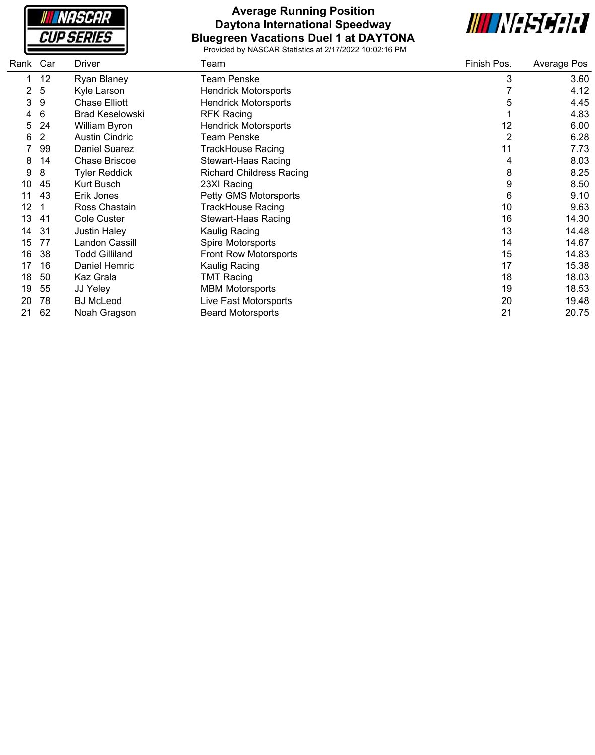# Average Running Position
## Daytona International Speedway
## Bluegreen Vacations Duel 1 at DAYTONA

Provided by NASCAR Statistics at 2/17/2022 10:02:16 PM

| Rank | Car | Driver | Team | Finish Pos. | Average Pos |
|---|---|---|---|---|---|
| 1 | 12 | Ryan Blaney | Team Penske | 3 | 3.60 |
| 2 | 5 | Kyle Larson | Hendrick Motorsports | 7 | 4.12 |
| 3 | 9 | Chase Elliott | Hendrick Motorsports | 5 | 4.45 |
| 4 | 6 | Brad Keselowski | RFK Racing | 1 | 4.83 |
| 5 | 24 | William Byron | Hendrick Motorsports | 12 | 6.00 |
| 6 | 2 | Austin Cindric | Team Penske | 2 | 6.28 |
| 7 | 99 | Daniel Suarez | TrackHouse Racing | 11 | 7.73 |
| 8 | 14 | Chase Briscoe | Stewart-Haas Racing | 4 | 8.03 |
| 9 | 8 | Tyler Reddick | Richard Childress Racing | 8 | 8.25 |
| 10 | 45 | Kurt Busch | 23XI Racing | 9 | 8.50 |
| 11 | 43 | Erik Jones | Petty GMS Motorsports | 6 | 9.10 |
| 12 | 1 | Ross Chastain | TrackHouse Racing | 10 | 9.63 |
| 13 | 41 | Cole Custer | Stewart-Haas Racing | 16 | 14.30 |
| 14 | 31 | Justin Haley | Kaulig Racing | 13 | 14.48 |
| 15 | 77 | Landon Cassill | Spire Motorsports | 14 | 14.67 |
| 16 | 38 | Todd Gilliland | Front Row Motorsports | 15 | 14.83 |
| 17 | 16 | Daniel Hemric | Kaulig Racing | 17 | 15.38 |
| 18 | 50 | Kaz Grala | TMT Racing | 18 | 18.03 |
| 19 | 55 | JJ Yeley | MBM Motorsports | 19 | 18.53 |
| 20 | 78 | BJ McLeod | Live Fast Motorsports | 20 | 19.48 |
| 21 | 62 | Noah Gragson | Beard Motorsports | 21 | 20.75 |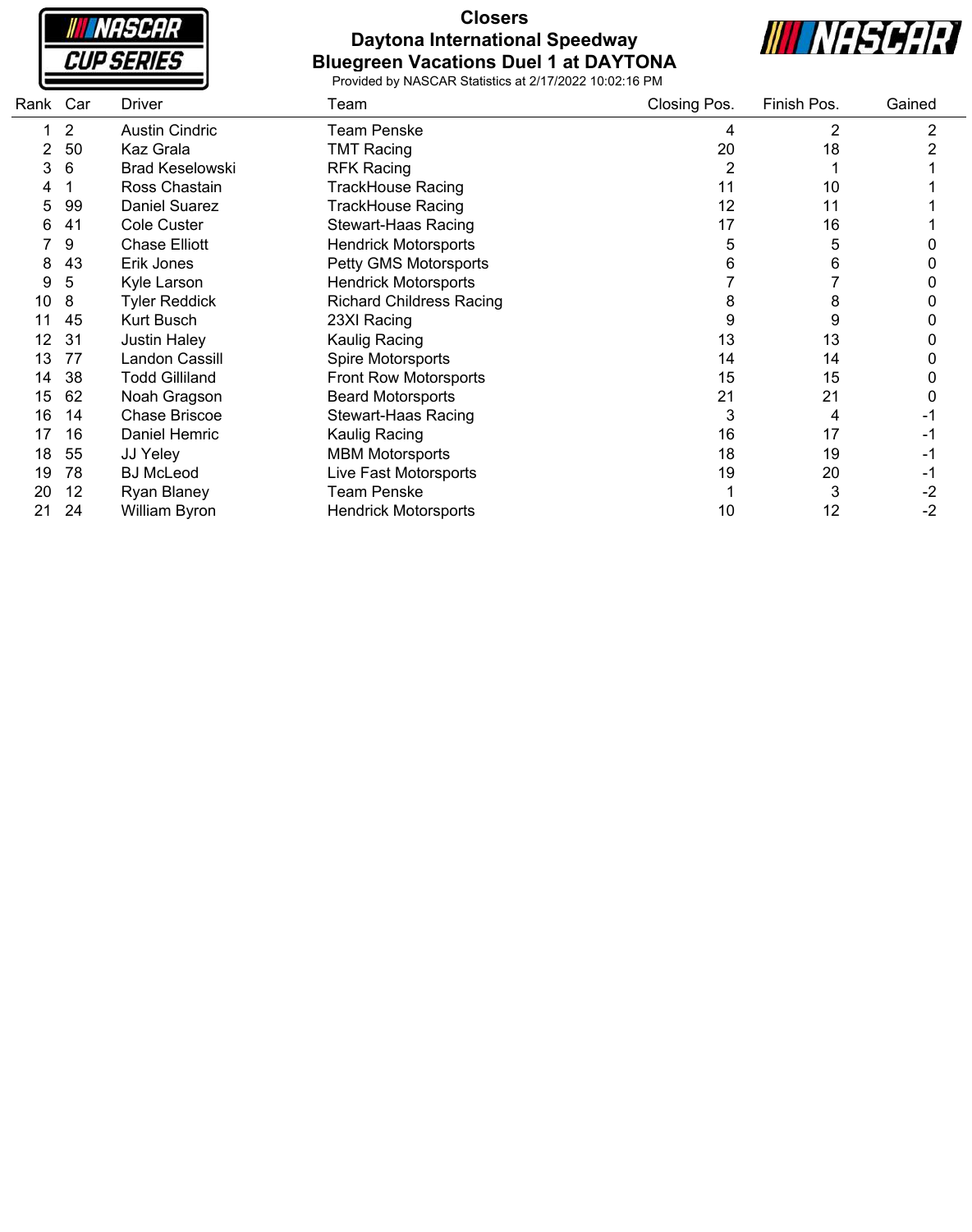# Closers

## Daytona International Speedway

## Bluegreen Vacations Duel 1 at DAYTONA

Provided by NASCAR Statistics at 2/17/2022 10:02:16 PM

| Rank | Car | Driver | Team | Closing Pos. | Finish Pos. | Gained |
|---|---|---|---|---|---|---|
| 1 | 2 | Austin Cindric | Team Penske | 4 | 2 | 2 |
| 2 | 50 | Kaz Grala | TMT Racing | 20 | 18 | 2 |
| 3 | 6 | Brad Keselowski | RFK Racing | 2 | 1 | 1 |
| 4 | 1 | Ross Chastain | TrackHouse Racing | 11 | 10 | 1 |
| 5 | 99 | Daniel Suarez | TrackHouse Racing | 12 | 11 | 1 |
| 6 | 41 | Cole Custer | Stewart-Haas Racing | 17 | 16 | 1 |
| 7 | 9 | Chase Elliott | Hendrick Motorsports | 5 | 5 | 0 |
| 8 | 43 | Erik Jones | Petty GMS Motorsports | 6 | 6 | 0 |
| 9 | 5 | Kyle Larson | Hendrick Motorsports | 7 | 7 | 0 |
| 10 | 8 | Tyler Reddick | Richard Childress Racing | 8 | 8 | 0 |
| 11 | 45 | Kurt Busch | 23XI Racing | 9 | 9 | 0 |
| 12 | 31 | Justin Haley | Kaulig Racing | 13 | 13 | 0 |
| 13 | 77 | Landon Cassill | Spire Motorsports | 14 | 14 | 0 |
| 14 | 38 | Todd Gilliland | Front Row Motorsports | 15 | 15 | 0 |
| 15 | 62 | Noah Gragson | Beard Motorsports | 21 | 21 | 0 |
| 16 | 14 | Chase Briscoe | Stewart-Haas Racing | 3 | 4 | -1 |
| 17 | 16 | Daniel Hemric | Kaulig Racing | 16 | 17 | -1 |
| 18 | 55 | JJ Yeley | MBM Motorsports | 18 | 19 | -1 |
| 19 | 78 | BJ McLeod | Live Fast Motorsports | 19 | 20 | -1 |
| 20 | 12 | Ryan Blaney | Team Penske | 1 | 3 | -2 |
| 21 | 24 | William Byron | Hendrick Motorsports | 10 | 12 | -2 |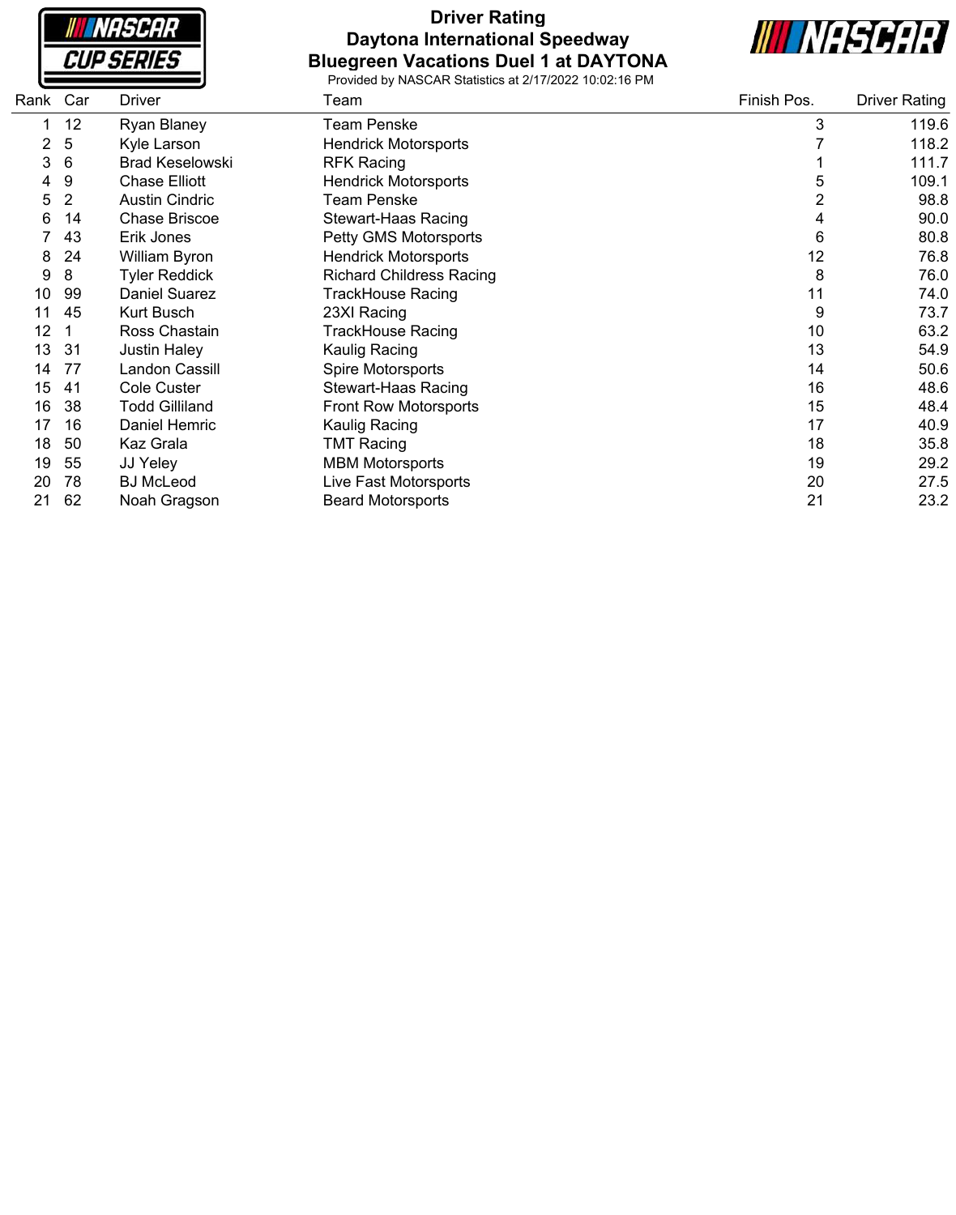# Driver Rating

## Daytona International Speedway

## Bluegreen Vacations Duel 1 at DAYTONA

Provided by NASCAR Statistics at 2/17/2022 10:02:16 PM

| Rank | Car | Driver | Team | Finish Pos. | Driver Rating |
|---|---|---|---|---|---|
| 1 | 12 | Ryan Blaney | Team Penske | 3 | 119.6 |
| 2 | 5 | Kyle Larson | Hendrick Motorsports | 7 | 118.2 |
| 3 | 6 | Brad Keselowski | RFK Racing | 1 | 111.7 |
| 4 | 9 | Chase Elliott | Hendrick Motorsports | 5 | 109.1 |
| 5 | 2 | Austin Cindric | Team Penske | 2 | 98.8 |
| 6 | 14 | Chase Briscoe | Stewart-Haas Racing | 4 | 90.0 |
| 7 | 43 | Erik Jones | Petty GMS Motorsports | 6 | 80.8 |
| 8 | 24 | William Byron | Hendrick Motorsports | 12 | 76.8 |
| 9 | 8 | Tyler Reddick | Richard Childress Racing | 8 | 76.0 |
| 10 | 99 | Daniel Suarez | TrackHouse Racing | 11 | 74.0 |
| 11 | 45 | Kurt Busch | 23XI Racing | 9 | 73.7 |
| 12 | 1 | Ross Chastain | TrackHouse Racing | 10 | 63.2 |
| 13 | 31 | Justin Haley | Kaulig Racing | 13 | 54.9 |
| 14 | 77 | Landon Cassill | Spire Motorsports | 14 | 50.6 |
| 15 | 41 | Cole Custer | Stewart-Haas Racing | 16 | 48.6 |
| 16 | 38 | Todd Gilliland | Front Row Motorsports | 15 | 48.4 |
| 17 | 16 | Daniel Hemric | Kaulig Racing | 17 | 40.9 |
| 18 | 50 | Kaz Grala | TMT Racing | 18 | 35.8 |
| 19 | 55 | JJ Yeley | MBM Motorsports | 19 | 29.2 |
| 20 | 78 | BJ McLeod | Live Fast Motorsports | 20 | 27.5 |
| 21 | 62 | Noah Gragson | Beard Motorsports | 21 | 23.2 |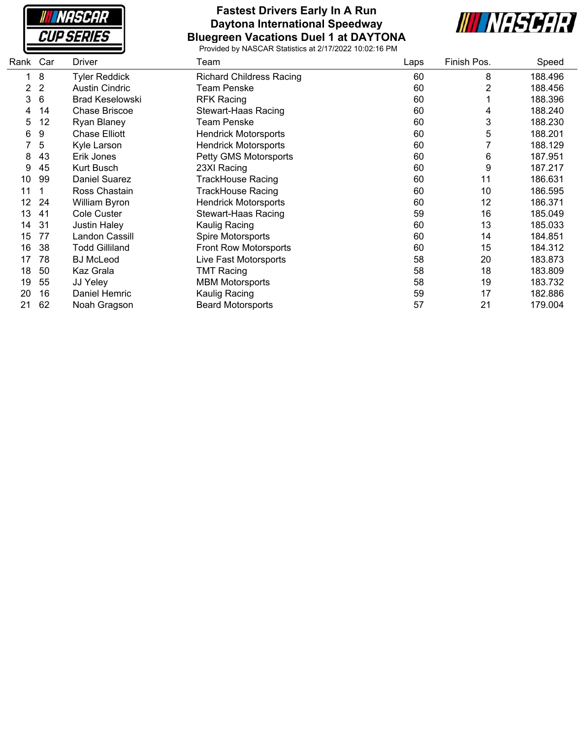# Fastest Drivers Early In A Run
## Daytona International Speedway
## Bluegreen Vacations Duel 1 at DAYTONA

Provided by NASCAR Statistics at 2/17/2022 10:02:16 PM

| Rank | Car | Driver | Team | Laps | Finish Pos. | Speed |
|---|---|---|---|---|---|---|
| 1 | 8 | Tyler Reddick | Richard Childress Racing | 60 | 8 | 188.496 |
| 2 | 2 | Austin Cindric | Team Penske | 60 | 2 | 188.456 |
| 3 | 6 | Brad Keselowski | RFK Racing | 60 | 1 | 188.396 |
| 4 | 14 | Chase Briscoe | Stewart-Haas Racing | 60 | 4 | 188.240 |
| 5 | 12 | Ryan Blaney | Team Penske | 60 | 3 | 188.230 |
| 6 | 9 | Chase Elliott | Hendrick Motorsports | 60 | 5 | 188.201 |
| 7 | 5 | Kyle Larson | Hendrick Motorsports | 60 | 7 | 188.129 |
| 8 | 43 | Erik Jones | Petty GMS Motorsports | 60 | 6 | 187.951 |
| 9 | 45 | Kurt Busch | 23XI Racing | 60 | 9 | 187.217 |
| 10 | 99 | Daniel Suarez | TrackHouse Racing | 60 | 11 | 186.631 |
| 11 | 1 | Ross Chastain | TrackHouse Racing | 60 | 10 | 186.595 |
| 12 | 24 | William Byron | Hendrick Motorsports | 60 | 12 | 186.371 |
| 13 | 41 | Cole Custer | Stewart-Haas Racing | 59 | 16 | 185.049 |
| 14 | 31 | Justin Haley | Kaulig Racing | 60 | 13 | 185.033 |
| 15 | 77 | Landon Cassill | Spire Motorsports | 60 | 14 | 184.851 |
| 16 | 38 | Todd Gilliland | Front Row Motorsports | 60 | 15 | 184.312 |
| 17 | 78 | BJ McLeod | Live Fast Motorsports | 58 | 20 | 183.873 |
| 18 | 50 | Kaz Grala | TMT Racing | 58 | 18 | 183.809 |
| 19 | 55 | JJ Yeley | MBM Motorsports | 58 | 19 | 183.732 |
| 20 | 16 | Daniel Hemric | Kaulig Racing | 59 | 17 | 182.886 |
| 21 | 62 | Noah Gragson | Beard Motorsports | 57 | 21 | 179.004 |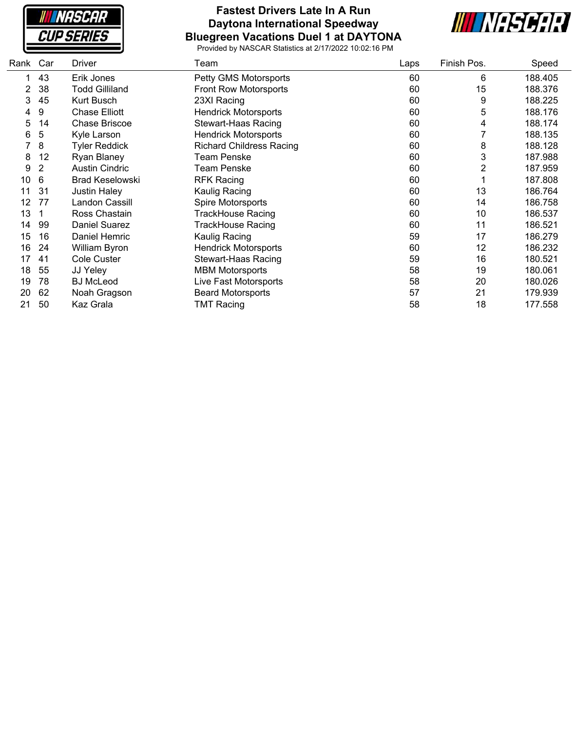# Fastest Drivers Late In A Run
## Daytona International Speedway
## Bluegreen Vacations Duel 1 at DAYTONA

Provided by NASCAR Statistics at 2/17/2022 10:02:16 PM

| Rank | Car | Driver | Team | Laps | Finish Pos. | Speed |
|---|---|---|---|---|---|---|
| 1 | 43 | Erik Jones | Petty GMS Motorsports | 60 | 6 | 188.405 |
| 2 | 38 | Todd Gilliland | Front Row Motorsports | 60 | 15 | 188.376 |
| 3 | 45 | Kurt Busch | 23XI Racing | 60 | 9 | 188.225 |
| 4 | 9 | Chase Elliott | Hendrick Motorsports | 60 | 5 | 188.176 |
| 5 | 14 | Chase Briscoe | Stewart-Haas Racing | 60 | 4 | 188.174 |
| 6 | 5 | Kyle Larson | Hendrick Motorsports | 60 | 7 | 188.135 |
| 7 | 8 | Tyler Reddick | Richard Childress Racing | 60 | 8 | 188.128 |
| 8 | 12 | Ryan Blaney | Team Penske | 60 | 3 | 187.988 |
| 9 | 2 | Austin Cindric | Team Penske | 60 | 2 | 187.959 |
| 10 | 6 | Brad Keselowski | RFK Racing | 60 | 1 | 187.808 |
| 11 | 31 | Justin Haley | Kaulig Racing | 60 | 13 | 186.764 |
| 12 | 77 | Landon Cassill | Spire Motorsports | 60 | 14 | 186.758 |
| 13 | 1 | Ross Chastain | TrackHouse Racing | 60 | 10 | 186.537 |
| 14 | 99 | Daniel Suarez | TrackHouse Racing | 60 | 11 | 186.521 |
| 15 | 16 | Daniel Hemric | Kaulig Racing | 59 | 17 | 186.279 |
| 16 | 24 | William Byron | Hendrick Motorsports | 60 | 12 | 186.232 |
| 17 | 41 | Cole Custer | Stewart-Haas Racing | 59 | 16 | 180.521 |
| 18 | 55 | JJ Yeley | MBM Motorsports | 58 | 19 | 180.061 |
| 19 | 78 | BJ McLeod | Live Fast Motorsports | 58 | 20 | 180.026 |
| 20 | 62 | Noah Gragson | Beard Motorsports | 57 | 21 | 179.939 |
| 21 | 50 | Kaz Grala | TMT Racing | 58 | 18 | 177.558 |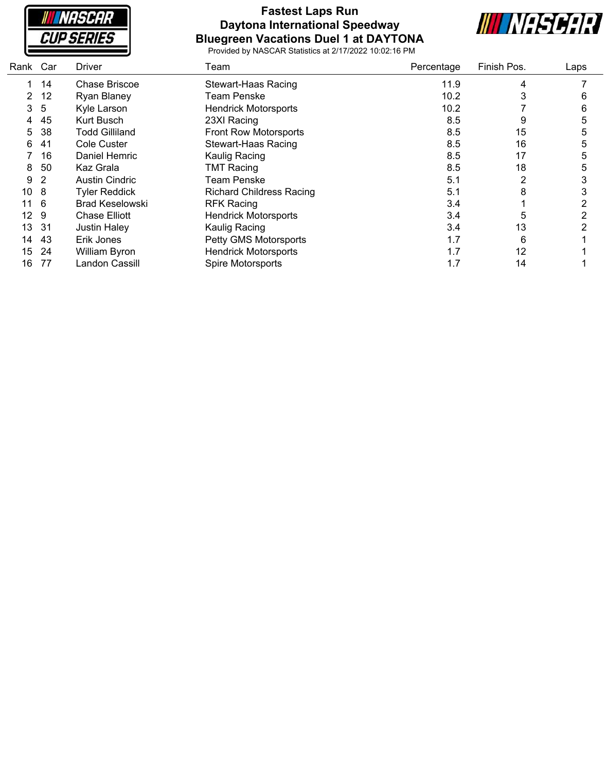# Fastest Laps Run
## Daytona International Speedway
## Bluegreen Vacations Duel 1 at DAYTONA

Provided by NASCAR Statistics at 2/17/2022 10:02:16 PM

| Rank | Car | Driver | Team | Percentage | Finish Pos. | Laps |
|---|---|---|---|---|---|---|
| 1 | 14 | Chase Briscoe | Stewart-Haas Racing | 11.9 | 4 | 7 |
| 2 | 12 | Ryan Blaney | Team Penske | 10.2 | 3 | 6 |
| 3 | 5 | Kyle Larson | Hendrick Motorsports | 10.2 | 7 | 6 |
| 4 | 45 | Kurt Busch | 23XI Racing | 8.5 | 9 | 5 |
| 5 | 38 | Todd Gilliland | Front Row Motorsports | 8.5 | 15 | 5 |
| 6 | 41 | Cole Custer | Stewart-Haas Racing | 8.5 | 16 | 5 |
| 7 | 16 | Daniel Hemric | Kaulig Racing | 8.5 | 17 | 5 |
| 8 | 50 | Kaz Grala | TMT Racing | 8.5 | 18 | 5 |
| 9 | 2 | Austin Cindric | Team Penske | 5.1 | 2 | 3 |
| 10 | 8 | Tyler Reddick | Richard Childress Racing | 5.1 | 8 | 3 |
| 11 | 6 | Brad Keselowski | RFK Racing | 3.4 | 1 | 2 |
| 12 | 9 | Chase Elliott | Hendrick Motorsports | 3.4 | 5 | 2 |
| 13 | 31 | Justin Haley | Kaulig Racing | 3.4 | 13 | 2 |
| 14 | 43 | Erik Jones | Petty GMS Motorsports | 1.7 | 6 | 1 |
| 15 | 24 | William Byron | Hendrick Motorsports | 1.7 | 12 | 1 |
| 16 | 77 | Landon Cassill | Spire Motorsports | 1.7 | 14 | 1 |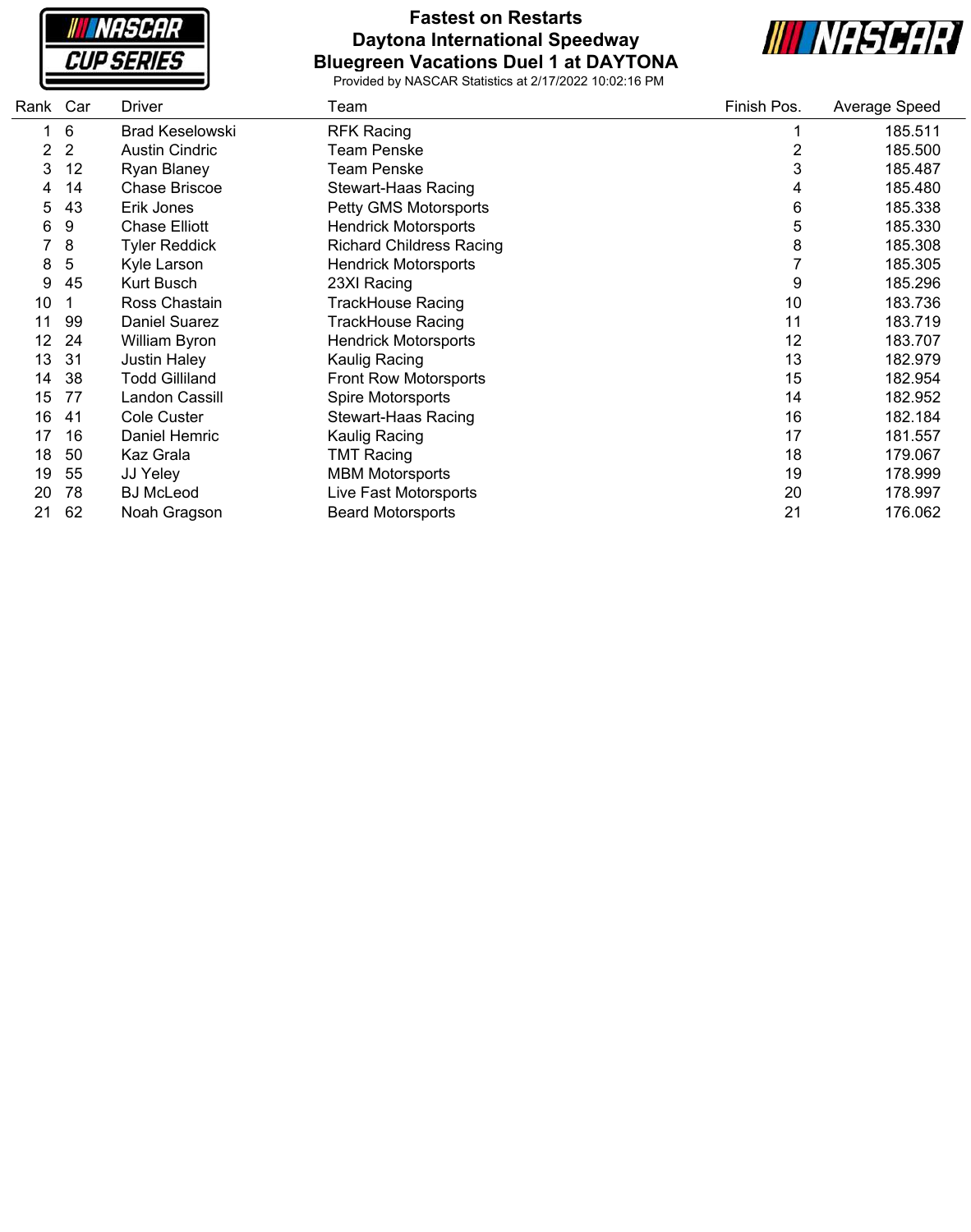# Fastest on Restarts
## Daytona International Speedway
## Bluegreen Vacations Duel 1 at DAYTONA

Provided by NASCAR Statistics at 2/17/2022 10:02:16 PM

| Rank | Car | Driver | Team | Finish Pos. | Average Speed |
|---|---|---|---|---|---|
| 1 | 6 | Brad Keselowski | RFK Racing | 1 | 185.511 |
| 2 | 2 | Austin Cindric | Team Penske | 2 | 185.500 |
| 3 | 12 | Ryan Blaney | Team Penske | 3 | 185.487 |
| 4 | 14 | Chase Briscoe | Stewart-Haas Racing | 4 | 185.480 |
| 5 | 43 | Erik Jones | Petty GMS Motorsports | 6 | 185.338 |
| 6 | 9 | Chase Elliott | Hendrick Motorsports | 5 | 185.330 |
| 7 | 8 | Tyler Reddick | Richard Childress Racing | 8 | 185.308 |
| 8 | 5 | Kyle Larson | Hendrick Motorsports | 7 | 185.305 |
| 9 | 45 | Kurt Busch | 23XI Racing | 9 | 185.296 |
| 10 | 1 | Ross Chastain | TrackHouse Racing | 10 | 183.736 |
| 11 | 99 | Daniel Suarez | TrackHouse Racing | 11 | 183.719 |
| 12 | 24 | William Byron | Hendrick Motorsports | 12 | 183.707 |
| 13 | 31 | Justin Haley | Kaulig Racing | 13 | 182.979 |
| 14 | 38 | Todd Gilliland | Front Row Motorsports | 15 | 182.954 |
| 15 | 77 | Landon Cassill | Spire Motorsports | 14 | 182.952 |
| 16 | 41 | Cole Custer | Stewart-Haas Racing | 16 | 182.184 |
| 17 | 16 | Daniel Hemric | Kaulig Racing | 17 | 181.557 |
| 18 | 50 | Kaz Grala | TMT Racing | 18 | 179.067 |
| 19 | 55 | JJ Yeley | MBM Motorsports | 19 | 178.999 |
| 20 | 78 | BJ McLeod | Live Fast Motorsports | 20 | 178.997 |
| 21 | 62 | Noah Gragson | Beard Motorsports | 21 | 176.062 |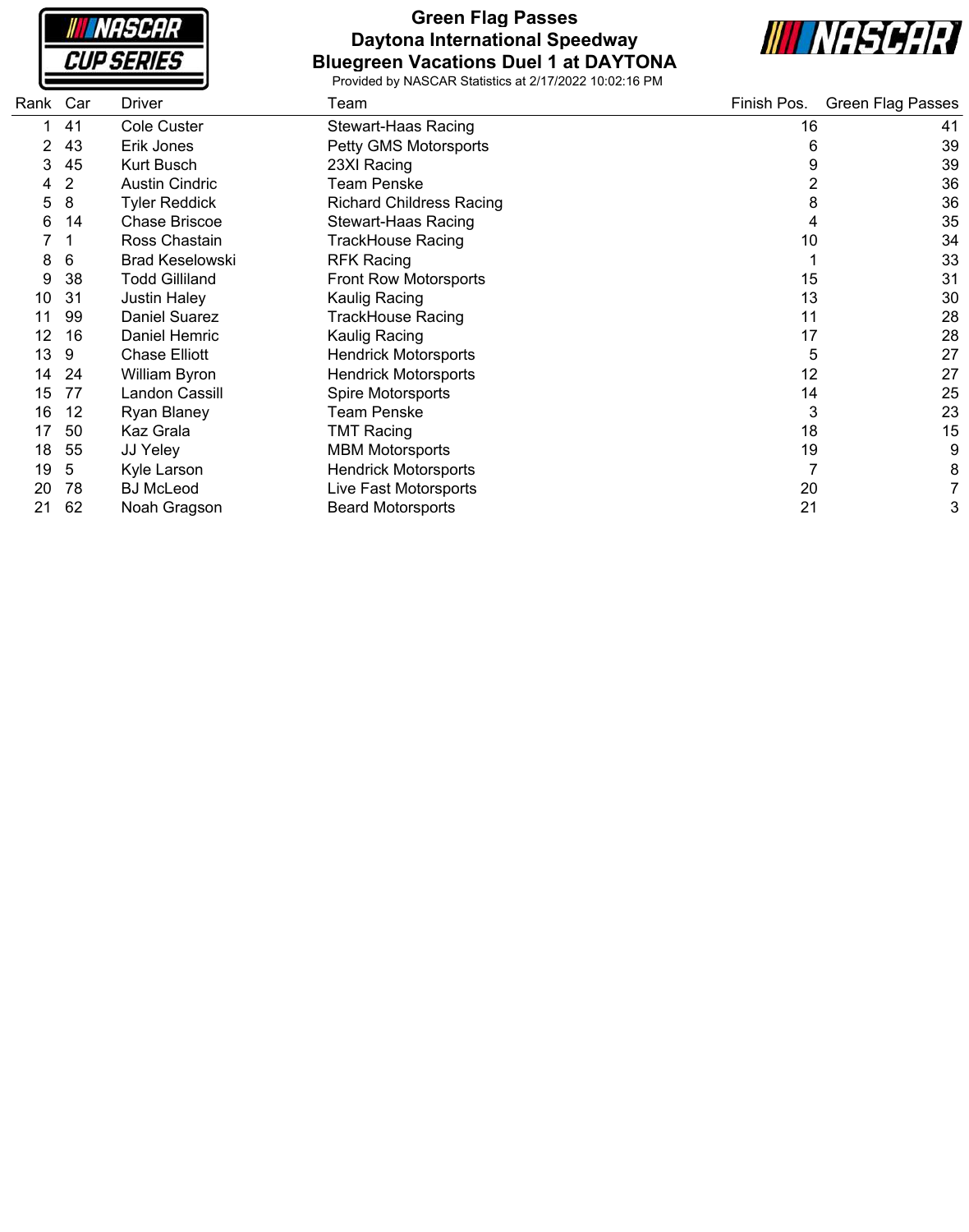# Green Flag Passes
## Daytona International Speedway
## Bluegreen Vacations Duel 1 at DAYTONA

Provided by NASCAR Statistics at 2/17/2022 10:02:16 PM

| Rank | Car | Driver | Team | Finish Pos. | Green Flag Passes |
|---|---|---|---|---|---|
| 1 | 41 | Cole Custer | Stewart-Haas Racing | 16 | 41 |
| 2 | 43 | Erik Jones | Petty GMS Motorsports | 6 | 39 |
| 3 | 45 | Kurt Busch | 23XI Racing | 9 | 39 |
| 4 | 2 | Austin Cindric | Team Penske | 2 | 36 |
| 5 | 8 | Tyler Reddick | Richard Childress Racing | 8 | 36 |
| 6 | 14 | Chase Briscoe | Stewart-Haas Racing | 4 | 35 |
| 7 | 1 | Ross Chastain | TrackHouse Racing | 10 | 34 |
| 8 | 6 | Brad Keselowski | RFK Racing | 1 | 33 |
| 9 | 38 | Todd Gilliland | Front Row Motorsports | 15 | 31 |
| 10 | 31 | Justin Haley | Kaulig Racing | 13 | 30 |
| 11 | 99 | Daniel Suarez | TrackHouse Racing | 11 | 28 |
| 12 | 16 | Daniel Hemric | Kaulig Racing | 17 | 28 |
| 13 | 9 | Chase Elliott | Hendrick Motorsports | 5 | 27 |
| 14 | 24 | William Byron | Hendrick Motorsports | 12 | 27 |
| 15 | 77 | Landon Cassill | Spire Motorsports | 14 | 25 |
| 16 | 12 | Ryan Blaney | Team Penske | 3 | 23 |
| 17 | 50 | Kaz Grala | TMT Racing | 18 | 15 |
| 18 | 55 | JJ Yeley | MBM Motorsports | 19 | 9 |
| 19 | 5 | Kyle Larson | Hendrick Motorsports | 7 | 8 |
| 20 | 78 | BJ McLeod | Live Fast Motorsports | 20 | 7 |
| 21 | 62 | Noah Gragson | Beard Motorsports | 21 | 3 |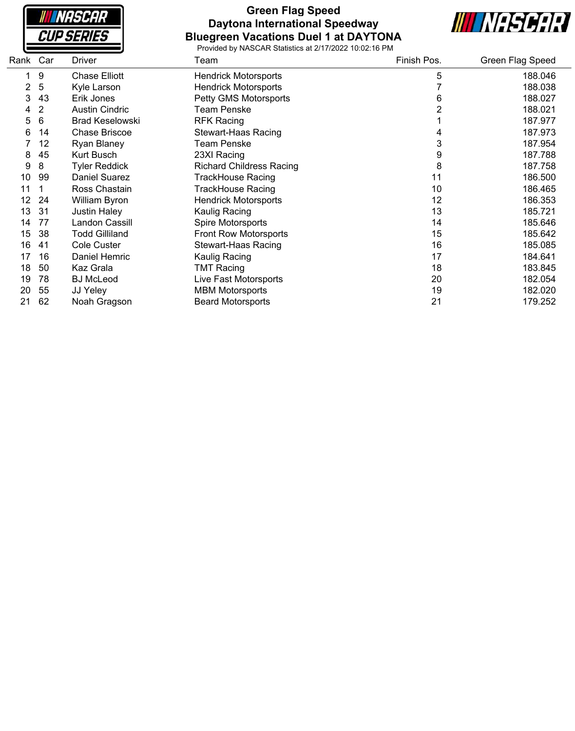# Green Flag Speed
## Daytona International Speedway
## Bluegreen Vacations Duel 1 at DAYTONA

Provided by NASCAR Statistics at 2/17/2022 10:02:16 PM

| Rank | Car | Driver | Team | Finish Pos. | Green Flag Speed |
|---|---|---|---|---|---|
| 1 | 9 | Chase Elliott | Hendrick Motorsports | 5 | 188.046 |
| 2 | 5 | Kyle Larson | Hendrick Motorsports | 7 | 188.038 |
| 3 | 43 | Erik Jones | Petty GMS Motorsports | 6 | 188.027 |
| 4 | 2 | Austin Cindric | Team Penske | 2 | 188.021 |
| 5 | 6 | Brad Keselowski | RFK Racing | 1 | 187.977 |
| 6 | 14 | Chase Briscoe | Stewart-Haas Racing | 4 | 187.973 |
| 7 | 12 | Ryan Blaney | Team Penske | 3 | 187.954 |
| 8 | 45 | Kurt Busch | 23XI Racing | 9 | 187.788 |
| 9 | 8 | Tyler Reddick | Richard Childress Racing | 8 | 187.758 |
| 10 | 99 | Daniel Suarez | TrackHouse Racing | 11 | 186.500 |
| 11 | 1 | Ross Chastain | TrackHouse Racing | 10 | 186.465 |
| 12 | 24 | William Byron | Hendrick Motorsports | 12 | 186.353 |
| 13 | 31 | Justin Haley | Kaulig Racing | 13 | 185.721 |
| 14 | 77 | Landon Cassill | Spire Motorsports | 14 | 185.646 |
| 15 | 38 | Todd Gilliland | Front Row Motorsports | 15 | 185.642 |
| 16 | 41 | Cole Custer | Stewart-Haas Racing | 16 | 185.085 |
| 17 | 16 | Daniel Hemric | Kaulig Racing | 17 | 184.641 |
| 18 | 50 | Kaz Grala | TMT Racing | 18 | 183.845 |
| 19 | 78 | BJ McLeod | Live Fast Motorsports | 20 | 182.054 |
| 20 | 55 | JJ Yeley | MBM Motorsports | 19 | 182.020 |
| 21 | 62 | Noah Gragson | Beard Motorsports | 21 | 179.252 |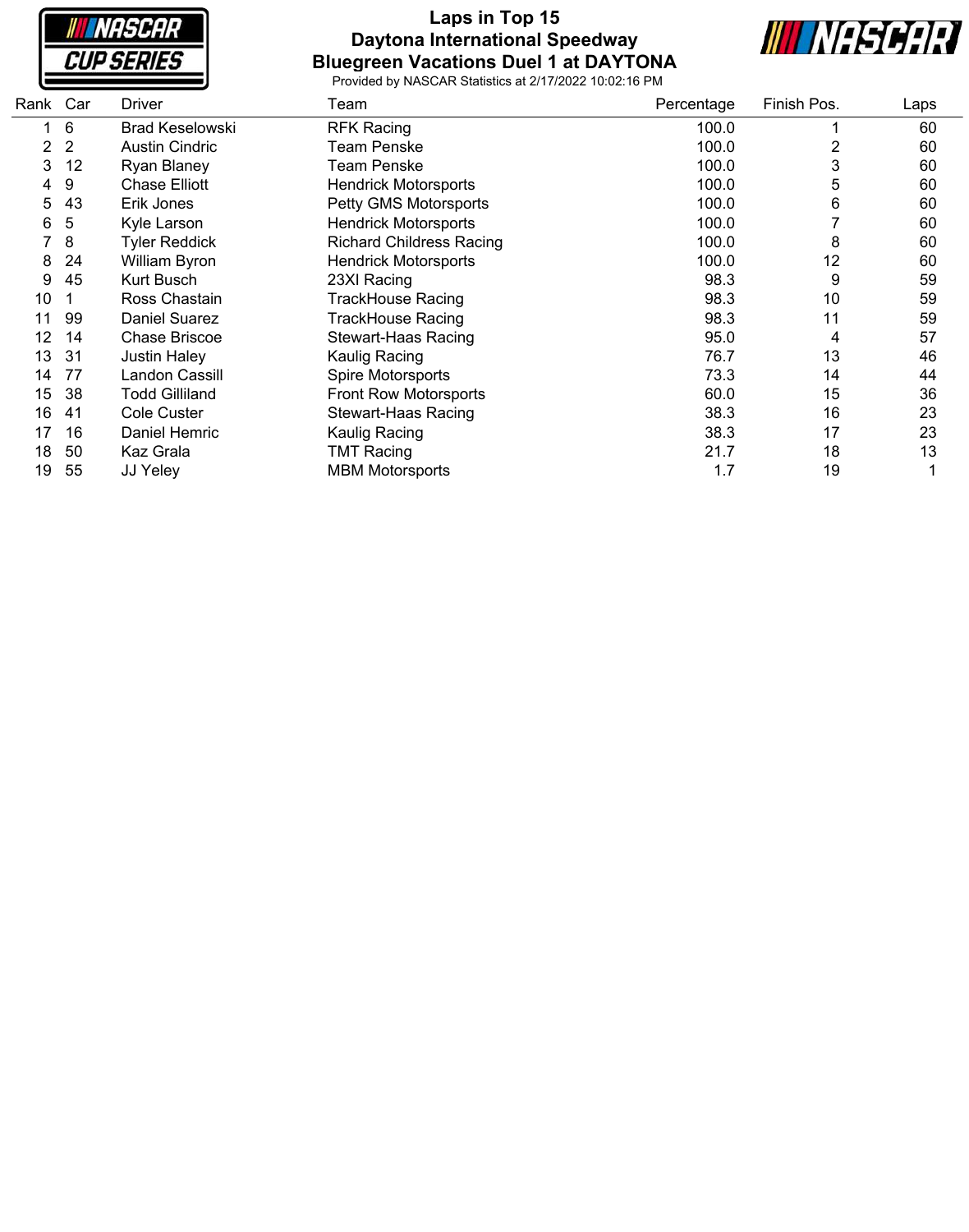# Laps in Top 15
## Daytona International Speedway
## Bluegreen Vacations Duel 1 at DAYTONA

Provided by NASCAR Statistics at 2/17/2022 10:02:16 PM

| Rank | Car | Driver | Team | Percentage | Finish Pos. | Laps |
|---|---|---|---|---|---|---|
| 1 | 6 | Brad Keselowski | RFK Racing | 100.0 | 1 | 60 |
| 2 | 2 | Austin Cindric | Team Penske | 100.0 | 2 | 60 |
| 3 | 12 | Ryan Blaney | Team Penske | 100.0 | 3 | 60 |
| 4 | 9 | Chase Elliott | Hendrick Motorsports | 100.0 | 5 | 60 |
| 5 | 43 | Erik Jones | Petty GMS Motorsports | 100.0 | 6 | 60 |
| 6 | 5 | Kyle Larson | Hendrick Motorsports | 100.0 | 7 | 60 |
| 7 | 8 | Tyler Reddick | Richard Childress Racing | 100.0 | 8 | 60 |
| 8 | 24 | William Byron | Hendrick Motorsports | 100.0 | 12 | 60 |
| 9 | 45 | Kurt Busch | 23XI Racing | 98.3 | 9 | 59 |
| 10 | 1 | Ross Chastain | TrackHouse Racing | 98.3 | 10 | 59 |
| 11 | 99 | Daniel Suarez | TrackHouse Racing | 98.3 | 11 | 59 |
| 12 | 14 | Chase Briscoe | Stewart-Haas Racing | 95.0 | 4 | 57 |
| 13 | 31 | Justin Haley | Kaulig Racing | 76.7 | 13 | 46 |
| 14 | 77 | Landon Cassill | Spire Motorsports | 73.3 | 14 | 44 |
| 15 | 38 | Todd Gilliland | Front Row Motorsports | 60.0 | 15 | 36 |
| 16 | 41 | Cole Custer | Stewart-Haas Racing | 38.3 | 16 | 23 |
| 17 | 16 | Daniel Hemric | Kaulig Racing | 38.3 | 17 | 23 |
| 18 | 50 | Kaz Grala | TMT Racing | 21.7 | 18 | 13 |
| 19 | 55 | JJ Yeley | MBM Motorsports | 1.7 | 19 | 1 |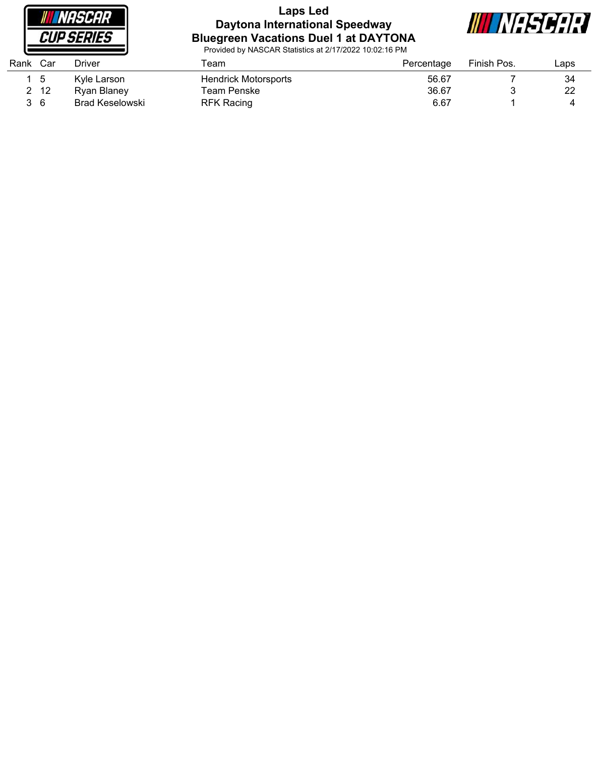# Laps Led

## Daytona International Speedway

## Bluegreen Vacations Duel 1 at DAYTONA

Provided by NASCAR Statistics at 2/17/2022 10:02:16 PM

| Rank | Car | Driver | Team | Percentage | Finish Pos. | Laps |
|---|---|---|---|---|---|---|
| 1 | 5 | Kyle Larson | Hendrick Motorsports | 56.67 | 7 | 34 |
| 2 | 12 | Ryan Blaney | Team Penske | 36.67 | 3 | 22 |
| 3 | 6 | Brad Keselowski | RFK Racing | 6.67 | 1 | 4 |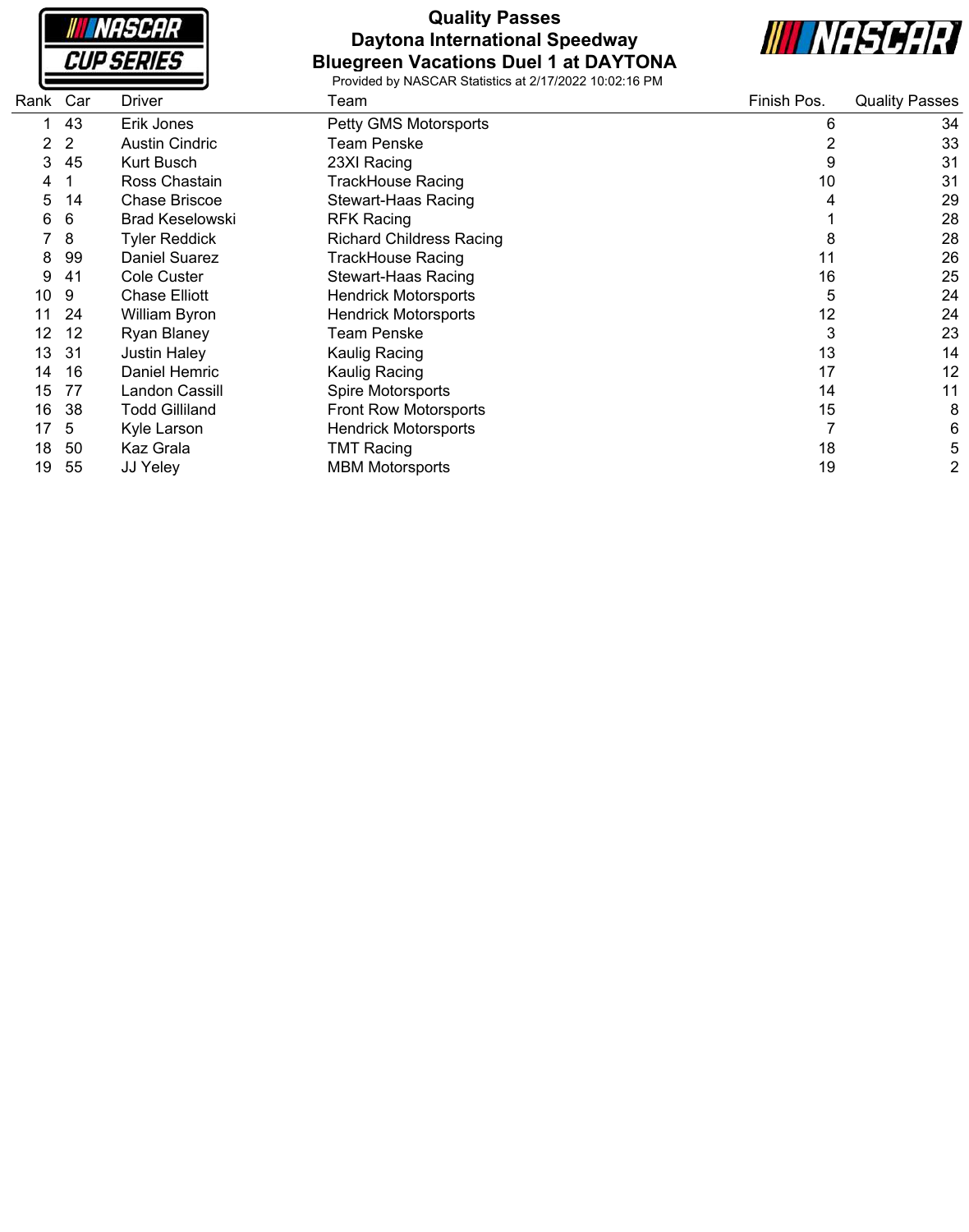# Quality Passes
## Daytona International Speedway
## Bluegreen Vacations Duel 1 at DAYTONA

Provided by NASCAR Statistics at 2/17/2022 10:02:16 PM

| Rank | Car | Driver | Team | Finish Pos. | Quality Passes |
|---|---|---|---|---|---|
| 1 | 43 | Erik Jones | Petty GMS Motorsports | 6 | 34 |
| 2 | 2 | Austin Cindric | Team Penske | 2 | 33 |
| 3 | 45 | Kurt Busch | 23XI Racing | 9 | 31 |
| 4 | 1 | Ross Chastain | TrackHouse Racing | 10 | 31 |
| 5 | 14 | Chase Briscoe | Stewart-Haas Racing | 4 | 29 |
| 6 | 6 | Brad Keselowski | RFK Racing | 1 | 28 |
| 7 | 8 | Tyler Reddick | Richard Childress Racing | 8 | 28 |
| 8 | 99 | Daniel Suarez | TrackHouse Racing | 11 | 26 |
| 9 | 41 | Cole Custer | Stewart-Haas Racing | 16 | 25 |
| 10 | 9 | Chase Elliott | Hendrick Motorsports | 5 | 24 |
| 11 | 24 | William Byron | Hendrick Motorsports | 12 | 24 |
| 12 | 12 | Ryan Blaney | Team Penske | 3 | 23 |
| 13 | 31 | Justin Haley | Kaulig Racing | 13 | 14 |
| 14 | 16 | Daniel Hemric | Kaulig Racing | 17 | 12 |
| 15 | 77 | Landon Cassill | Spire Motorsports | 14 | 11 |
| 16 | 38 | Todd Gilliland | Front Row Motorsports | 15 | 8 |
| 17 | 5 | Kyle Larson | Hendrick Motorsports | 7 | 6 |
| 18 | 50 | Kaz Grala | TMT Racing | 18 | 5 |
| 19 | 55 | JJ Yeley | MBM Motorsports | 19 | 2 |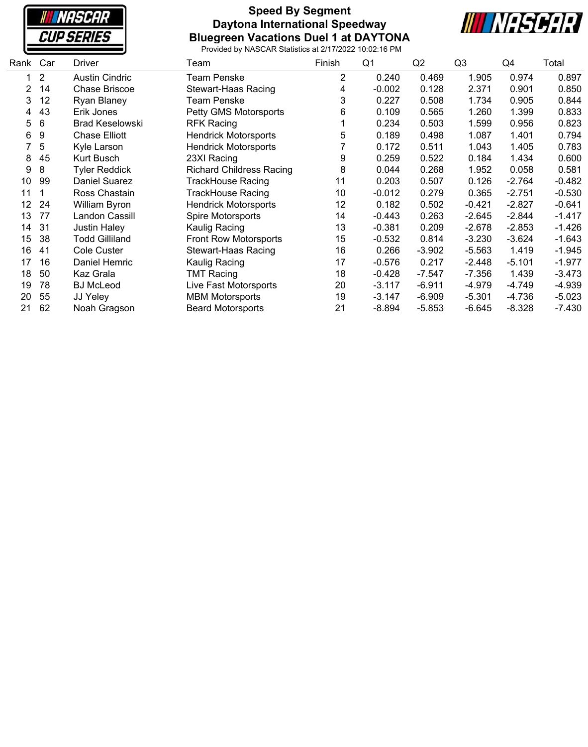# Speed By Segment
## Daytona International Speedway
## Bluegreen Vacations Duel 1 at DAYTONA

Provided by NASCAR Statistics at 2/17/2022 10:02:16 PM

| Rank | Car | Driver | Team | Finish | Q1 | Q2 | Q3 | Q4 | Total |
|---|---|---|---|---|---|---|---|---|---|
| 1 | 2 | Austin Cindric | Team Penske | 2 | 0.240 | 0.469 | 1.905 | 0.974 | 0.897 |
| 2 | 14 | Chase Briscoe | Stewart-Haas Racing | 4 | -0.002 | 0.128 | 2.371 | 0.901 | 0.850 |
| 3 | 12 | Ryan Blaney | Team Penske | 3 | 0.227 | 0.508 | 1.734 | 0.905 | 0.844 |
| 4 | 43 | Erik Jones | Petty GMS Motorsports | 6 | 0.109 | 0.565 | 1.260 | 1.399 | 0.833 |
| 5 | 6 | Brad Keselowski | RFK Racing | 1 | 0.234 | 0.503 | 1.599 | 0.956 | 0.823 |
| 6 | 9 | Chase Elliott | Hendrick Motorsports | 5 | 0.189 | 0.498 | 1.087 | 1.401 | 0.794 |
| 7 | 5 | Kyle Larson | Hendrick Motorsports | 7 | 0.172 | 0.511 | 1.043 | 1.405 | 0.783 |
| 8 | 45 | Kurt Busch | 23XI Racing | 9 | 0.259 | 0.522 | 0.184 | 1.434 | 0.600 |
| 9 | 8 | Tyler Reddick | Richard Childress Racing | 8 | 0.044 | 0.268 | 1.952 | 0.058 | 0.581 |
| 10 | 99 | Daniel Suarez | TrackHouse Racing | 11 | 0.203 | 0.507 | 0.126 | -2.764 | -0.482 |
| 11 | 1 | Ross Chastain | TrackHouse Racing | 10 | -0.012 | 0.279 | 0.365 | -2.751 | -0.530 |
| 12 | 24 | William Byron | Hendrick Motorsports | 12 | 0.182 | 0.502 | -0.421 | -2.827 | -0.641 |
| 13 | 77 | Landon Cassill | Spire Motorsports | 14 | -0.443 | 0.263 | -2.645 | -2.844 | -1.417 |
| 14 | 31 | Justin Haley | Kaulig Racing | 13 | -0.381 | 0.209 | -2.678 | -2.853 | -1.426 |
| 15 | 38 | Todd Gilliland | Front Row Motorsports | 15 | -0.532 | 0.814 | -3.230 | -3.624 | -1.643 |
| 16 | 41 | Cole Custer | Stewart-Haas Racing | 16 | 0.266 | -3.902 | -5.563 | 1.419 | -1.945 |
| 17 | 16 | Daniel Hemric | Kaulig Racing | 17 | -0.576 | 0.217 | -2.448 | -5.101 | -1.977 |
| 18 | 50 | Kaz Grala | TMT Racing | 18 | -0.428 | -7.547 | -7.356 | 1.439 | -3.473 |
| 19 | 78 | BJ McLeod | Live Fast Motorsports | 20 | -3.117 | -6.911 | -4.979 | -4.749 | -4.939 |
| 20 | 55 | JJ Yeley | MBM Motorsports | 19 | -3.147 | -6.909 | -5.301 | -4.736 | -5.023 |
| 21 | 62 | Noah Gragson | Beard Motorsports | 21 | -8.894 | -5.853 | -6.645 | -8.328 | -7.430 |